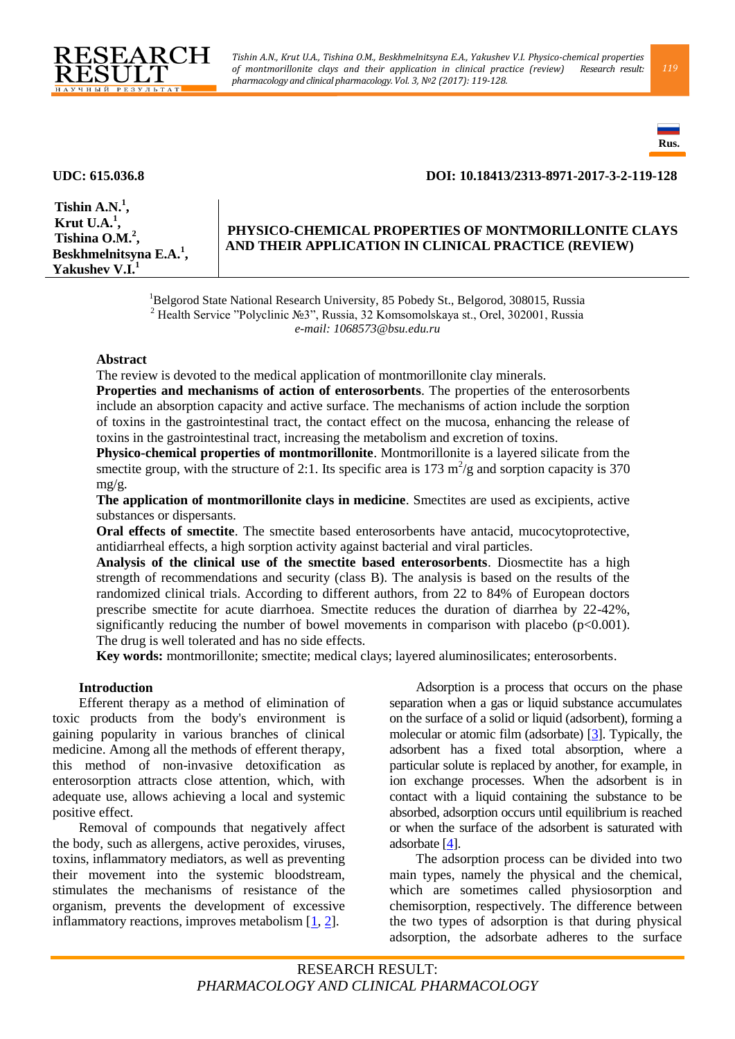UDC: 615.036.8

DOI: 10.18413/2313-8971-2017-3-2-119-128

**Tishin A.N.[1], Krut U.A.[1], Tishina O.M.[2], Beskhmelnitsyna E.A.[1], Yakushev V.I.[1]**

# PHYSICO-CHEMICAL PROPERTIES OF MONTMORILLONITE CLAYS AND THEIR APPLICATION IN CLINICAL PRACTICE (REVIEW)

[1]Belgorod State National Research University, 85 Pobedy St., Belgorod, 308015, Russia
[2] Health Service "Polyclinic №3", Russia, 32 Komsomolskaya st., Orel, 302001, Russia
*e-mail: 1068573@bsu.edu.ru*

**Abstract**

The review is devoted to the medical application of montmorillonite clay minerals.

**Properties and mechanisms of action of enterosorbents**. The properties of the enterosorbents include an absorption capacity and active surface. The mechanisms of action include the sorption of toxins in the gastrointestinal tract, the contact effect on the mucosa, enhancing the release of toxins in the gastrointestinal tract, increasing the metabolism and excretion of toxins.

**Physico-chemical properties of montmorillonite**. Montmorillonite is a layered silicate from the smectite group, with the structure of 2:1. Its specific area is 173 $m^2/g$ and sorption capacity is 370 mg/g.

**The application of montmorillonite clays in medicine**. Smectites are used as excipients, active substances or dispersants.

**Oral effects of smectite**. The smectite based enterosorbents have antacid, mucocytoprotective, antidiarrheal effects, a high sorption activity against bacterial and viral particles.

**Analysis of the clinical use of the smectite based enterosorbents**. Diosmectite has a high strength of recommendations and security (class B). The analysis is based on the results of the randomized clinical trials. According to different authors, from 22 to 84% of European doctors prescribe smectite for acute diarrhoea. Smectite reduces the duration of diarrhea by 22-42%, significantly reducing the number of bowel movements in comparison with placebo ($p<0.001$). The drug is well tolerated and has no side effects.

**Key words:** montmorillonite; smectite; medical clays; layered aluminosilicates; enterosorbents.

## Introduction

Efferent therapy as a method of elimination of toxic products from the body's environment is gaining popularity in various branches of clinical medicine. Among all the methods of efferent therapy, this method of non-invasive detoxification as enterosorption attracts close attention, which, with adequate use, allows achieving a local and systemic positive effect.

Removal of compounds that negatively affect the body, such as allergens, active peroxides, viruses, toxins, inflammatory mediators, as well as preventing their movement into the systemic bloodstream, stimulates the mechanisms of resistance of the organism, prevents the development of excessive inflammatory reactions, improves metabolism [1, 2].

Adsorption is a process that occurs on the phase separation when a gas or liquid substance accumulates on the surface of a solid or liquid (adsorbent), forming a molecular or atomic film (adsorbate) [3]. Typically, the adsorbent has a fixed total absorption, where a particular solute is replaced by another, for example, in ion exchange processes. When the adsorbent is in contact with a liquid containing the substance to be absorbed, adsorption occurs until equilibrium is reached or when the surface of the adsorbent is saturated with adsorbate [4].

The adsorption process can be divided into two main types, namely the physical and the chemical, which are sometimes called physiosorption and chemisorption, respectively. The difference between the two types of adsorption is that during physical adsorption, the adsorbate adheres to the surface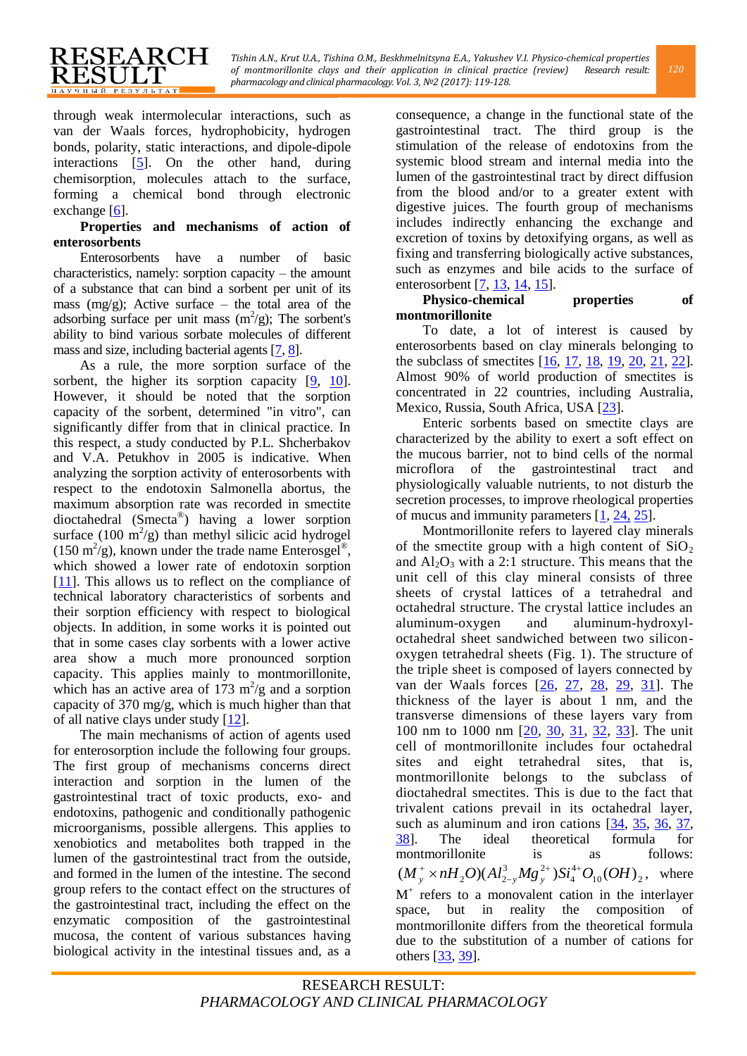through weak intermolecular interactions, such as van der Waals forces, hydrophobicity, hydrogen bonds, polarity, static interactions, and dipole-dipole interactions [5]. On the other hand, during chemisorption, molecules attach to the surface, forming a chemical bond through electronic exchange [6].

**Properties and mechanisms of action of enterosorbents**

Enterosorbents have a number of basic characteristics, namely: sorption capacity – the amount of a substance that can bind a sorbent per unit of its mass (mg/g); Active surface – the total area of the adsorbing surface per unit mass ($m^2$/g); The sorbent's ability to bind various sorbate molecules of different mass and size, including bacterial agents [7, 8].

As a rule, the more sorption surface of the sorbent, the higher its sorption capacity [9, 10]. However, it should be noted that the sorption capacity of the sorbent, determined "in vitro", can significantly differ from that in clinical practice. In this respect, a study conducted by P.L. Shcherbakov and V.A. Petukhov in 2005 is indicative. When analyzing the sorption activity of enterosorbents with respect to the endotoxin Salmonella abortus, the maximum absorption rate was recorded in smectite dioctahedral (Smecta®) having a lower sorption surface (100 $m^2$/g) than methyl silicic acid hydrogel (150 $m^2$/g), known under the trade name Enterosgel®, which showed a lower rate of endotoxin sorption [11]. This allows us to reflect on the compliance of technical laboratory characteristics of sorbents and their sorption efficiency with respect to biological objects. In addition, in some works it is pointed out that in some cases clay sorbents with a lower active area show a much more pronounced sorption capacity. This applies mainly to montmorillonite, which has an active area of 173 $m^2$/g and a sorption capacity of 370 mg/g, which is much higher than that of all native clays under study [12].

The main mechanisms of action of agents used for enterosorption include the following four groups. The first group of mechanisms concerns direct interaction and sorption in the lumen of the gastrointestinal tract of toxic products, exo- and endotoxins, pathogenic and conditionally pathogenic microorganisms, possible allergens. This applies to xenobiotics and metabolites both trapped in the lumen of the gastrointestinal tract from the outside, and formed in the lumen of the intestine. The second group refers to the contact effect on the structures of the gastrointestinal tract, including the effect on the enzymatic composition of the gastrointestinal mucosa, the content of various substances having biological activity in the intestinal tissues and, as a consequence, a change in the functional state of the gastrointestinal tract. The third group is the stimulation of the release of endotoxins from the systemic blood stream and internal media into the lumen of the gastrointestinal tract by direct diffusion from the blood and/or to a greater extent with digestive juices. The fourth group of mechanisms includes indirectly enhancing the exchange and excretion of toxins by detoxifying organs, as well as fixing and transferring biologically active substances, such as enzymes and bile acids to the surface of enterosorbent [7, 13, 14, 15].

**Physico-chemical properties of montmorillonite**

To date, a lot of interest is caused by enterosorbents based on clay minerals belonging to the subclass of smectites [16, 17, 18, 19, 20, 21, 22]. Almost 90% of world production of smectites is concentrated in 22 countries, including Australia, Mexico, Russia, South Africa, USA [23].

Enteric sorbents based on smectite clays are characterized by the ability to exert a soft effect on the mucous barrier, not to bind cells of the normal microflora of the gastrointestinal tract and physiologically valuable nutrients, to not disturb the secretion processes, to improve rheological properties of mucus and immunity parameters [1, 24, 25].

Montmorillonite refers to layered clay minerals of the smectite group with a high content of $SiO_2$ and $Al_2O_3$ with a 2:1 structure. This means that the unit cell of this clay mineral consists of three sheets of crystal lattices of a tetrahedral and octahedral structure. The crystal lattice includes an aluminum-oxygen and aluminum-hydroxyl-octahedral sheet sandwiched between two silicon-oxygen tetrahedral sheets (Fig. 1). The structure of the triple sheet is composed of layers connected by van der Waals forces [26, 27, 28, 29, 31]. The thickness of the layer is about 1 nm, and the transverse dimensions of these layers vary from 100 nm to 1000 nm [20, 30, 31, 32, 33]. The unit cell of montmorillonite includes four octahedral sites and eight tetrahedral sites, that is, montmorillonite belongs to the subclass of dioctahedral smectites. This is due to the fact that trivalent cations prevail in its octahedral layer, such as aluminum and iron cations [34, 35, 36, 37, 38]. The ideal theoretical formula for montmorillonite is as follows: $(M_y^+ \times nH_2O)(Al_{2-y}^3 Mg_y^{2+})Si_4^{4+}O_{10}(OH)_2$, where $M^+$ refers to a monovalent cation in the interlayer space, but in reality the composition of montmorillonite differs from the theoretical formula due to the substitution of a number of cations for others [33, 39].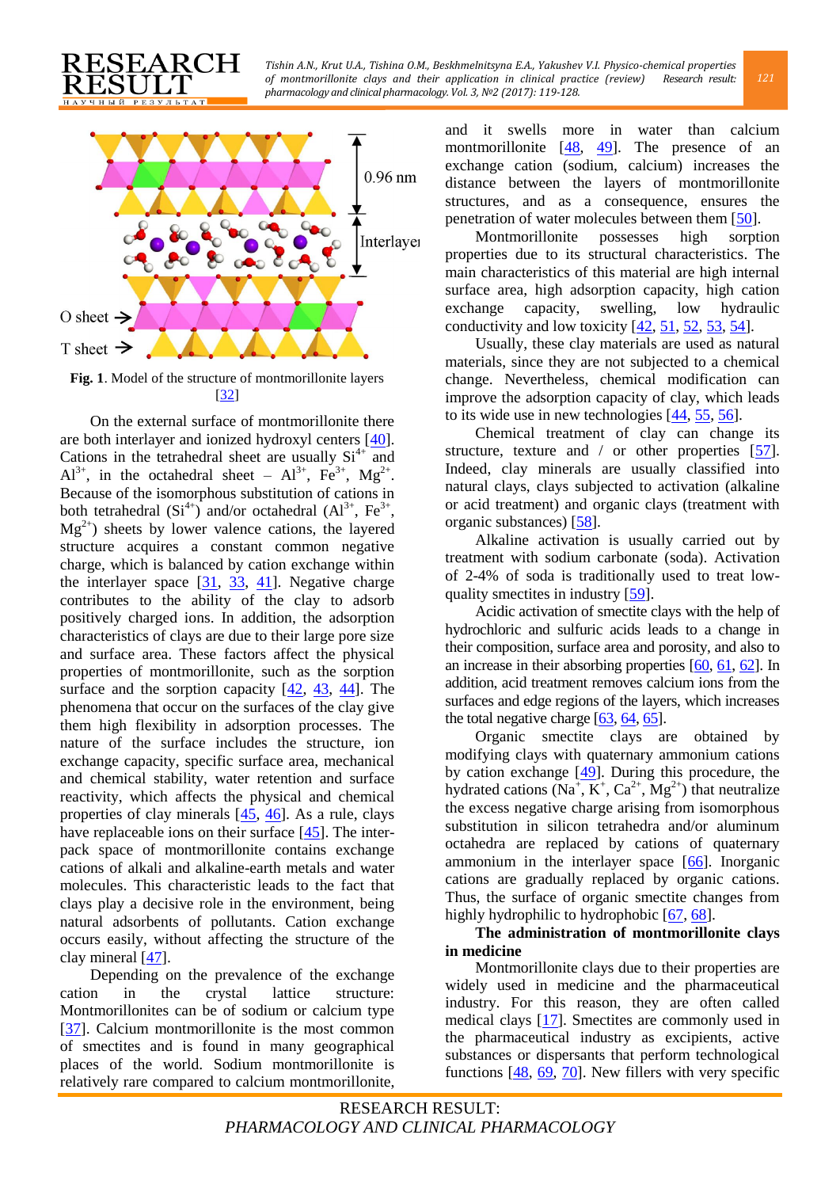**Fig. 1**. Model of the structure of montmorillonite layers [32]

On the external surface of montmorillonite there are both interlayer and ionized hydroxyl centers [40]. Cations in the tetrahedral sheet are usually $Si^{4+}$ and $Al^{3+}$, in the octahedral sheet – $Al^{3+}$, $Fe^{3+}$, $Mg^{2+}$. Because of the isomorphous substitution of cations in both tetrahedral ($Si^{4+}$) and/or octahedral ($Al^{3+}$, $Fe^{3+}$, $Mg^{2+}$) sheets by lower valence cations, the layered structure acquires a constant common negative charge, which is balanced by cation exchange within the interlayer space [31, 33, 41]. Negative charge contributes to the ability of the clay to adsorb positively charged ions. In addition, the adsorption characteristics of clays are due to their large pore size and surface area. These factors affect the physical properties of montmorillonite, such as the sorption surface and the sorption capacity [42, 43, 44]. The phenomena that occur on the surfaces of the clay give them high flexibility in adsorption processes. The nature of the surface includes the structure, ion exchange capacity, specific surface area, mechanical and chemical stability, water retention and surface reactivity, which affects the physical and chemical properties of clay minerals [45, 46]. As a rule, clays have replaceable ions on their surface [45]. The inter-pack space of montmorillonite contains exchange cations of alkali and alkaline-earth metals and water molecules. This characteristic leads to the fact that clays play a decisive role in the environment, being natural adsorbents of pollutants. Cation exchange occurs easily, without affecting the structure of the clay mineral [47].

Depending on the prevalence of the exchange cation in the crystal lattice structure: Montmorillonites can be of sodium or calcium type [37]. Calcium montmorillonite is the most common of smectites and is found in many geographical places of the world. Sodium montmorillonite is relatively rare compared to calcium montmorillonite, and it swells more in water than calcium montmorillonite [48, 49]. The presence of an exchange cation (sodium, calcium) increases the distance between the layers of montmorillonite structures, and as a consequence, ensures the penetration of water molecules between them [50].

Montmorillonite possesses high sorption properties due to its structural characteristics. The main characteristics of this material are high internal surface area, high adsorption capacity, high cation exchange capacity, swelling, low hydraulic conductivity and low toxicity [42, 51, 52, 53, 54].

Usually, these clay materials are used as natural materials, since they are not subjected to a chemical change. Nevertheless, chemical modification can improve the adsorption capacity of clay, which leads to its wide use in new technologies [44, 55, 56].

Chemical treatment of clay can change its structure, texture and / or other properties [57]. Indeed, clay minerals are usually classified into natural clays, clays subjected to activation (alkaline or acid treatment) and organic clays (treatment with organic substances) [58].

Alkaline activation is usually carried out by treatment with sodium carbonate (soda). Activation of 2-4% of soda is traditionally used to treat low-quality smectites in industry [59].

Acidic activation of smectite clays with the help of hydrochloric and sulfuric acids leads to a change in their composition, surface area and porosity, and also to an increase in their absorbing properties [60, 61, 62]. In addition, acid treatment removes calcium ions from the surfaces and edge regions of the layers, which increases the total negative charge [63, 64, 65].

Organic smectite clays are obtained by modifying clays with quaternary ammonium cations by cation exchange [49]. During this procedure, the hydrated cations ($Na^{+}$, $K^{+}$, $Ca^{2+}$, $Mg^{2+}$) that neutralize the excess negative charge arising from isomorphous substitution in silicon tetrahedra and/or aluminum octahedra are replaced by cations of quaternary ammonium in the interlayer space [66]. Inorganic cations are gradually replaced by organic cations. Thus, the surface of organic smectite changes from highly hydrophilic to hydrophobic [67, 68].

**The administration of montmorillonite clays in medicine**

Montmorillonite clays due to their properties are widely used in medicine and the pharmaceutical industry. For this reason, they are often called medical clays [17]. Smectites are commonly used in the pharmaceutical industry as excipients, active substances or dispersants that perform technological functions [48, 69, 70]. New fillers with very specific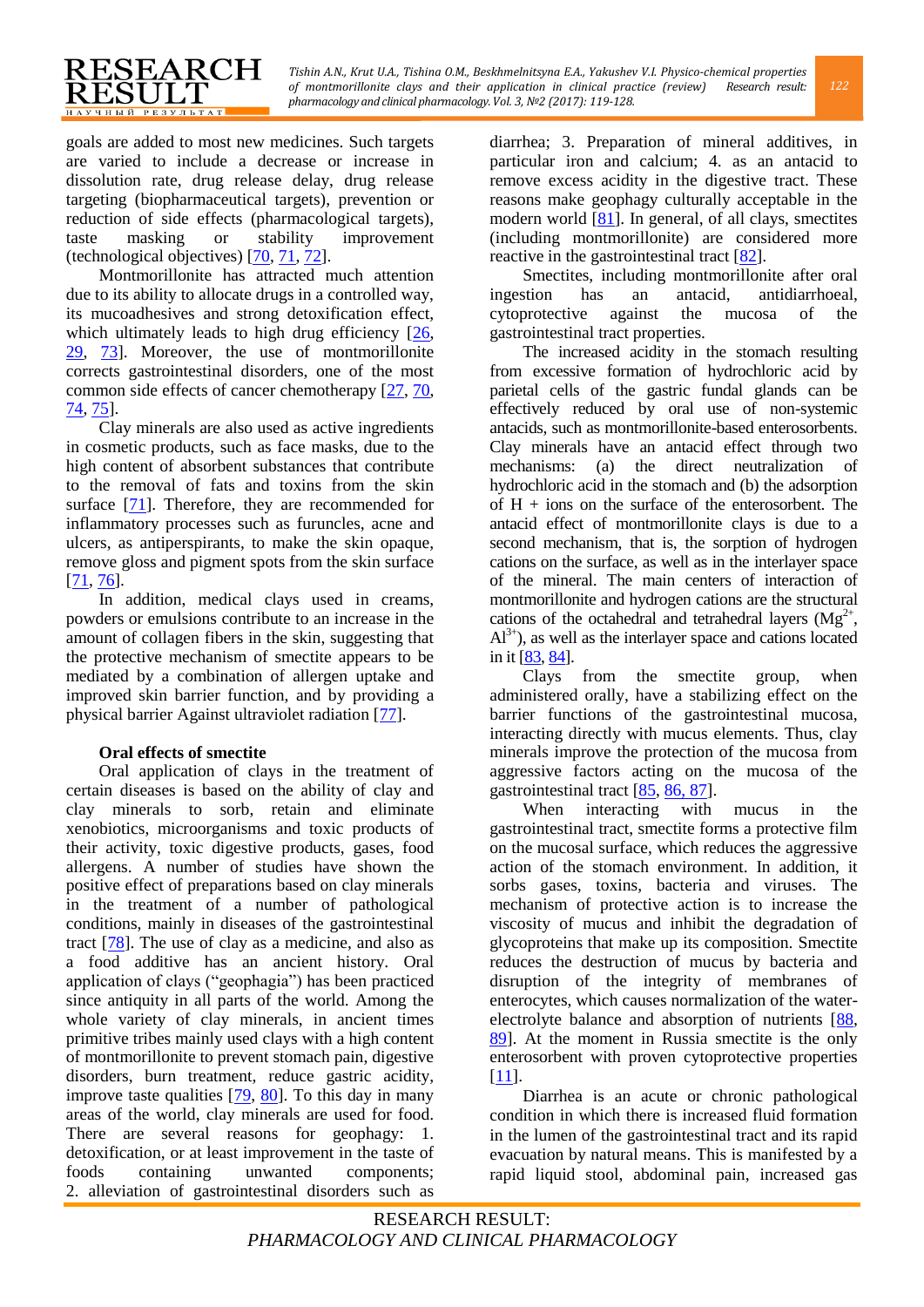goals are added to most new medicines. Such targets are varied to include a decrease or increase in dissolution rate, drug release delay, drug release targeting (biopharmaceutical targets), prevention or reduction of side effects (pharmacological targets), taste masking or stability improvement (technological objectives) [70, 71, 72].

Montmorillonite has attracted much attention due to its ability to allocate drugs in a controlled way, its mucoadhesives and strong detoxification effect, which ultimately leads to high drug efficiency [26, 29, 73]. Moreover, the use of montmorillonite corrects gastrointestinal disorders, one of the most common side effects of cancer chemotherapy [27, 70, 74, 75].

Clay minerals are also used as active ingredients in cosmetic products, such as face masks, due to the high content of absorbent substances that contribute to the removal of fats and toxins from the skin surface [71]. Therefore, they are recommended for inflammatory processes such as furuncles, acne and ulcers, as antiperspirants, to make the skin opaque, remove gloss and pigment spots from the skin surface [71, 76].

In addition, medical clays used in creams, powders or emulsions contribute to an increase in the amount of collagen fibers in the skin, suggesting that the protective mechanism of smectite appears to be mediated by a combination of allergen uptake and improved skin barrier function, and by providing a physical barrier Against ultraviolet radiation [77].

**Oral effects of smectite**

Oral application of clays in the treatment of certain diseases is based on the ability of clay and clay minerals to sorb, retain and eliminate xenobiotics, microorganisms and toxic products of their activity, toxic digestive products, gases, food allergens. A number of studies have shown the positive effect of preparations based on clay minerals in the treatment of a number of pathological conditions, mainly in diseases of the gastrointestinal tract [78]. The use of clay as a medicine, and also as a food additive has an ancient history. Oral application of clays ("geophagia") has been practiced since antiquity in all parts of the world. Among the whole variety of clay minerals, in ancient times primitive tribes mainly used clays with a high content of montmorillonite to prevent stomach pain, digestive disorders, burn treatment, reduce gastric acidity, improve taste qualities [79, 80]. To this day in many areas of the world, clay minerals are used for food. There are several reasons for geophagy: 1. detoxification, or at least improvement in the taste of foods containing unwanted components; 2. alleviation of gastrointestinal disorders such as diarrhea; 3. Preparation of mineral additives, in particular iron and calcium; 4. as an antacid to remove excess acidity in the digestive tract. These reasons make geophagy culturally acceptable in the modern world [81]. In general, of all clays, smectites (including montmorillonite) are considered more reactive in the gastrointestinal tract [82].

Smectites, including montmorillonite after oral ingestion has an antacid, antidiarrhoeal, cytoprotective against the mucosa of the gastrointestinal tract properties.

The increased acidity in the stomach resulting from excessive formation of hydrochloric acid by parietal cells of the gastric fundal glands can be effectively reduced by oral use of non-systemic antacids, such as montmorillonite-based enterosorbents. Clay minerals have an antacid effect through two mechanisms: (a) the direct neutralization of hydrochloric acid in the stomach and (b) the adsorption of H + ions on the surface of the enterosorbent. The antacid effect of montmorillonite clays is due to a second mechanism, that is, the sorption of hydrogen cations on the surface, as well as in the interlayer space of the mineral. The main centers of interaction of montmorillonite and hydrogen cations are the structural cations of the octahedral and tetrahedral layers ($Mg^{2+}$, $Al^{3+}$), as well as the interlayer space and cations located in it [83, 84].

Clays from the smectite group, when administered orally, have a stabilizing effect on the barrier functions of the gastrointestinal mucosa, interacting directly with mucus elements. Thus, clay minerals improve the protection of the mucosa from aggressive factors acting on the mucosa of the gastrointestinal tract [85, 86, 87].

When interacting with mucus in the gastrointestinal tract, smectite forms a protective film on the mucosal surface, which reduces the aggressive action of the stomach environment. In addition, it sorbs gases, toxins, bacteria and viruses. The mechanism of protective action is to increase the viscosity of mucus and inhibit the degradation of glycoproteins that make up its composition. Smectite reduces the destruction of mucus by bacteria and disruption of the integrity of membranes of enterocytes, which causes normalization of the water-electrolyte balance and absorption of nutrients [88, 89]. At the moment in Russia smectite is the only enterosorbent with proven cytoprotective properties [11].

Diarrhea is an acute or chronic pathological condition in which there is increased fluid formation in the lumen of the gastrointestinal tract and its rapid evacuation by natural means. This is manifested by a rapid liquid stool, abdominal pain, increased gas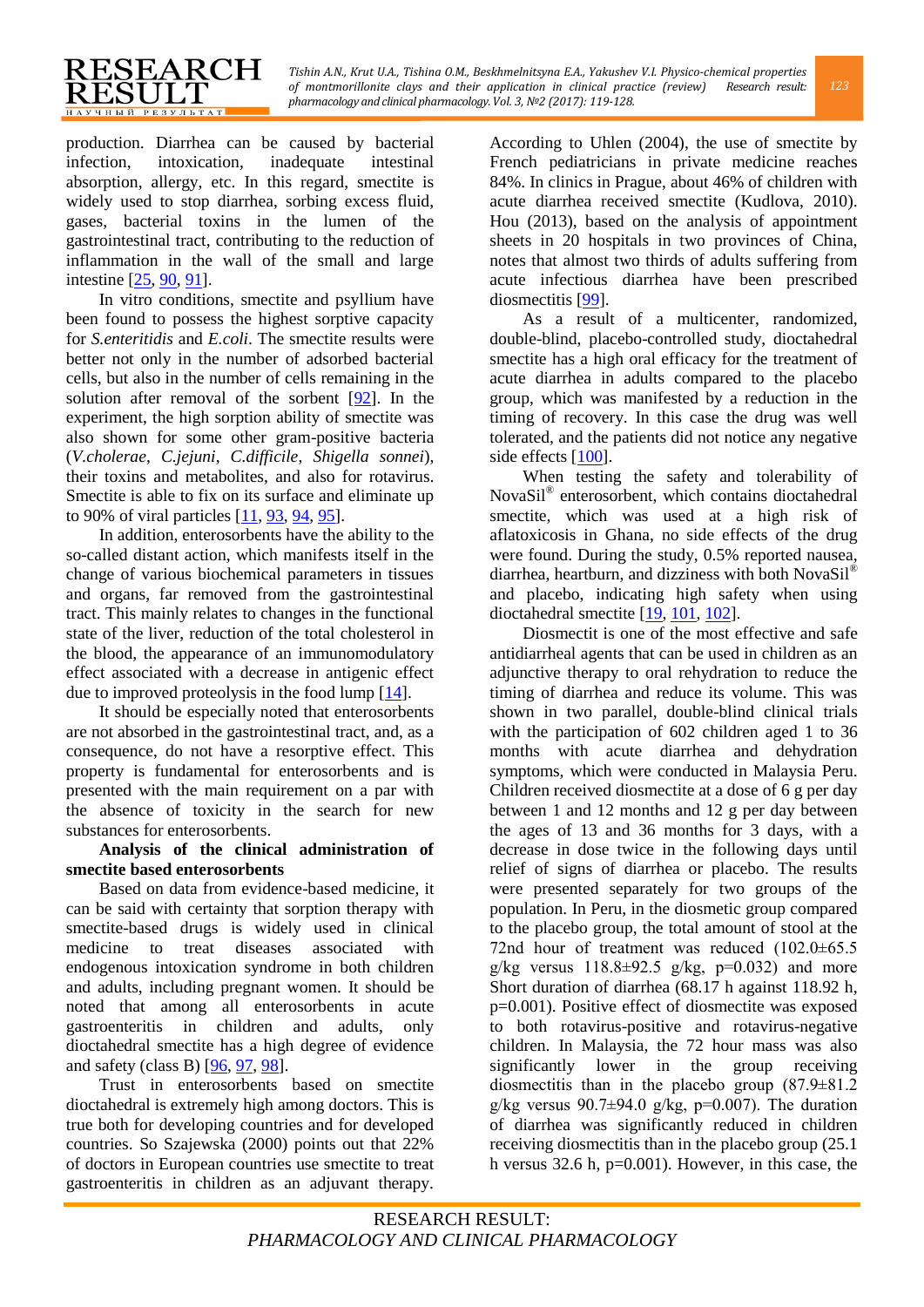production. Diarrhea can be caused by bacterial infection, intoxication, inadequate intestinal absorption, allergy, etc. In this regard, smectite is widely used to stop diarrhea, sorbing excess fluid, gases, bacterial toxins in the lumen of the gastrointestinal tract, contributing to the reduction of inflammation in the wall of the small and large intestine [25, 90, 91].

In vitro conditions, smectite and psyllium have been found to possess the highest sorptive capacity for *S.enteritidis* and *E.coli*. The smectite results were better not only in the number of adsorbed bacterial cells, but also in the number of cells remaining in the solution after removal of the sorbent [92]. In the experiment, the high sorption ability of smectite was also shown for some other gram-positive bacteria (*V.cholerae*, *C.jejuni*, *C.difficile*, *Shigella sonnei*), their toxins and metabolites, and also for rotavirus. Smectite is able to fix on its surface and eliminate up to 90% of viral particles [11, 93, 94, 95].

In addition, enterosorbents have the ability to the so-called distant action, which manifests itself in the change of various biochemical parameters in tissues and organs, far removed from the gastrointestinal tract. This mainly relates to changes in the functional state of the liver, reduction of the total cholesterol in the blood, the appearance of an immunomodulatory effect associated with a decrease in antigenic effect due to improved proteolysis in the food lump [14].

It should be especially noted that enterosorbents are not absorbed in the gastrointestinal tract, and, as a consequence, do not have a resorptive effect. This property is fundamental for enterosorbents and is presented with the main requirement on a par with the absence of toxicity in the search for new substances for enterosorbents.

**Analysis of the clinical administration of smectite based enterosorbents**

Based on data from evidence-based medicine, it can be said with certainty that sorption therapy with smectite-based drugs is widely used in clinical medicine to treat diseases associated with endogenous intoxication syndrome in both children and adults, including pregnant women. It should be noted that among all enterosorbents in acute gastroenteritis in children and adults, only dioctahedral smectite has a high degree of evidence and safety (class B) [96, 97, 98].

Trust in enterosorbents based on smectite dioctahedral is extremely high among doctors. This is true both for developing countries and for developed countries. So Szajewska (2000) points out that 22% of doctors in European countries use smectite to treat gastroenteritis in children as an adjuvant therapy. According to Uhlen (2004), the use of smectite by French pediatricians in private medicine reaches 84%. In clinics in Prague, about 46% of children with acute diarrhea received smectite (Kudlova, 2010). Hou (2013), based on the analysis of appointment sheets in 20 hospitals in two provinces of China, notes that almost two thirds of adults suffering from acute infectious diarrhea have been prescribed diosmectitis [99].

As a result of a multicenter, randomized, double-blind, placebo-controlled study, dioctahedral smectite has a high oral efficacy for the treatment of acute diarrhea in adults compared to the placebo group, which was manifested by a reduction in the timing of recovery. In this case the drug was well tolerated, and the patients did not notice any negative side effects [100].

When testing the safety and tolerability of NovaSil® enterosorbent, which contains dioctahedral smectite, which was used at a high risk of aflatoxicosis in Ghana, no side effects of the drug were found. During the study, 0.5% reported nausea, diarrhea, heartburn, and dizziness with both NovaSil® and placebo, indicating high safety when using dioctahedral smectite [19, 101, 102].

Diosmectit is one of the most effective and safe antidiarrheal agents that can be used in children as an adjunctive therapy to oral rehydration to reduce the timing of diarrhea and reduce its volume. This was shown in two parallel, double-blind clinical trials with the participation of 602 children aged 1 to 36 months with acute diarrhea and dehydration symptoms, which were conducted in Malaysia Peru. Children received diosmectite at a dose of 6 g per day between 1 and 12 months and 12 g per day between the ages of 13 and 36 months for 3 days, with a decrease in dose twice in the following days until relief of signs of diarrhea or placebo. The results were presented separately for two groups of the population. In Peru, in the diosmetic group compared to the placebo group, the total amount of stool at the 72nd hour of treatment was reduced (102.0±65.5 g/kg versus 118.8±92.5 g/kg, p=0.032) and more Short duration of diarrhea (68.17 h against 118.92 h, p=0.001). Positive effect of diosmectite was exposed to both rotavirus-positive and rotavirus-negative children. In Malaysia, the 72 hour mass was also significantly lower in the group receiving diosmectitis than in the placebo group (87.9±81.2 g/kg versus 90.7±94.0 g/kg, p=0.007). The duration of diarrhea was significantly reduced in children receiving diosmectitis than in the placebo group (25.1 h versus 32.6 h, p=0.001). However, in this case, the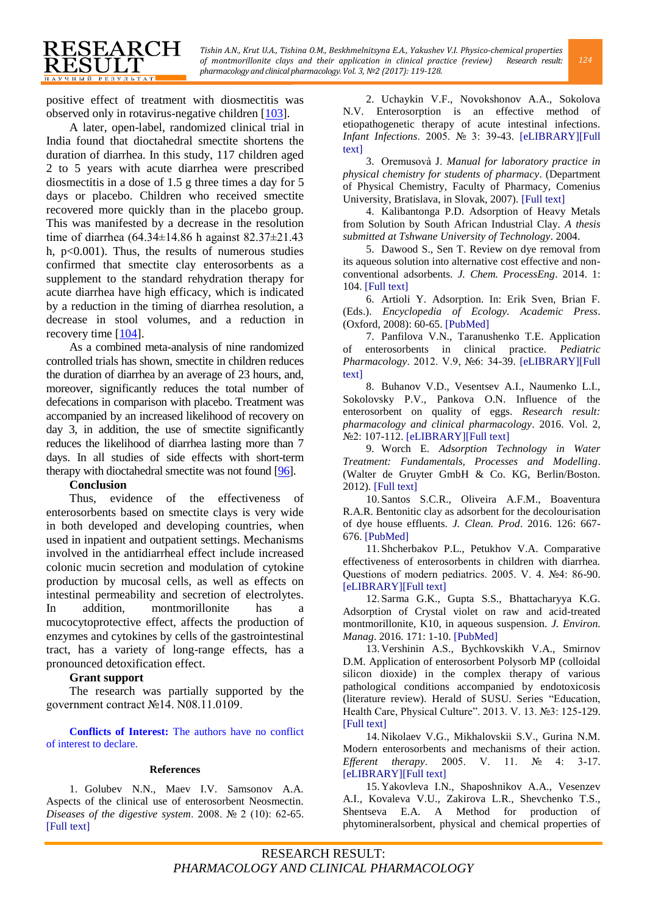positive effect of treatment with diosmectitis was observed only in rotavirus-negative children [103].

A later, open-label, randomized clinical trial in India found that dioctahedral smectite shortens the duration of diarrhea. In this study, 117 children aged 2 to 5 years with acute diarrhea were prescribed diosmectitis in a dose of 1.5 g three times a day for 5 days or placebo. Children who received smectite recovered more quickly than in the placebo group. This was manifested by a decrease in the resolution time of diarrhea (64.34±14.86 h against 82.37±21.43 h, $p<0.001$). Thus, the results of numerous studies confirmed that smectite clay enterosorbents as a supplement to the standard rehydration therapy for acute diarrhea have high efficacy, which is indicated by a reduction in the timing of diarrhea resolution, a decrease in stool volumes, and a reduction in recovery time [104].

As a combined meta-analysis of nine randomized controlled trials has shown, smectite in children reduces the duration of diarrhea by an average of 23 hours, and, moreover, significantly reduces the total number of defecations in comparison with placebo. Treatment was accompanied by an increased likelihood of recovery on day 3, in addition, the use of smectite significantly reduces the likelihood of diarrhea lasting more than 7 days. In all studies of side effects with short-term therapy with dioctahedral smectite was not found [96].

**Conclusion**

Thus, evidence of the effectiveness of enterosorbents based on smectite clays is very wide in both developed and developing countries, when used in inpatient and outpatient settings. Mechanisms involved in the antidiarrheal effect include increased colonic mucin secretion and modulation of cytokine production by mucosal cells, as well as effects on intestinal permeability and secretion of electrolytes. In addition, montmorillonite has a mucocytoprotective effect, affects the production of enzymes and cytokines by cells of the gastrointestinal tract, has a variety of long-range effects, has a pronounced detoxification effect.

**Grant support**

The research was partially supported by the government contract №14. N08.11.0109.

**Conflicts of Interest:** The authors have no conflict of interest to declare.

**References**

1. Golubev N.N., Maev I.V. Samsonov A.A. Aspects of the clinical use of enterosorbent Neosmectin. *Diseases of the digestive system*. 2008. № 2 (10): 62-65. [Full text]

2. Uchaykin V.F., Novokshonov A.A., Sokolova N.V. Enterosorption is an effective method of etiopathogenetic therapy of acute intestinal infections. *Infant Infections*. 2005. № 3: 39-43. [eLIBRARY][Full text]

3. Oremusovà J. *Manual for laboratory practice in physical chemistry for students of pharmacy*. (Department of Physical Chemistry, Faculty of Pharmacy, Comenius University, Bratislava, in Slovak, 2007). [Full text]

4. Kalibantonga P.D. Adsorption of Heavy Metals from Solution by South African Industrial Clay. *A thesis submitted at Tshwane University of Technology*. 2004.

5. Dawood S., Sen T. Review on dye removal from its aqueous solution into alternative cost effective and non-conventional adsorbents. *J. Chem. ProcessEng*. 2014. 1: 104. [Full text]

6. Artioli Y. Adsorption. In: Erik Sven, Brian F. (Eds.). *Encyclopedia of Ecology. Academic Press*. (Oxford, 2008): 60-65. [PubMed]

7. Panfilova V.N., Taranushenko T.E. Application of enterosorbents in clinical practice. *Pediatric Pharmacology*. 2012. V.9, №6: 34-39. [eLIBRARY][Full text]

8. Buhanov V.D., Vesentsev A.I., Naumenko L.I., Sokolovsky P.V., Pankova O.N. Influence of the enterosorbent on quality of eggs. *Research result: pharmacology and clinical pharmacology*. 2016. Vol. 2, №2: 107-112. [eLIBRARY][Full text]

9. Worch E. *Adsorption Technology in Water Treatment: Fundamentals, Processes and Modelling*. (Walter de Gruyter GmbH & Co. KG, Berlin/Boston. 2012). [Full text]

10. Santos S.C.R., Oliveira A.F.M., Boaventura R.A.R. Bentonitic clay as adsorbent for the decolourisation of dye house effluents. *J. Clean. Prod*. 2016. 126: 667-676. [PubMed]

11. Shcherbakov P.L., Petukhov V.A. Comparative effectiveness of enterosorbents in children with diarrhea. Questions of modern pediatrics. 2005. V. 4. №4: 86-90. [eLIBRARY][Full text]

12. Sarma G.K., Gupta S.S., Bhattacharyya K.G. Adsorption of Crystal violet on raw and acid-treated montmorillonite, K10, in aqueous suspension. *J. Environ. Manag*. 2016. 171: 1-10. [PubMed]

13. Vershinin A.S., Bychkovskikh V.A., Smirnov D.M. Application of enterosorbent Polysorb MP (colloidal silicon dioxide) in the complex therapy of various pathological conditions accompanied by endotoxicosis (literature review). Herald of SUSU. Series "Education, Health Care, Physical Culture". 2013. V. 13. №3: 125-129. [Full text]

14. Nikolaev V.G., Mikhalovskii S.V., Gurina N.M. Modern enterosorbents and mechanisms of their action. *Efferent therapy*. 2005. V. 11. № 4: 3-17. [eLIBRARY][Full text]

15. Yakovleva I.N., Shaposhnikov A.A., Vesenzev A.I., Kovaleva V.U., Zakirova L.R., Shevchenko T.S., Shentseva E.A. A Method for production of phytomineralsorbent, physical and chemical properties of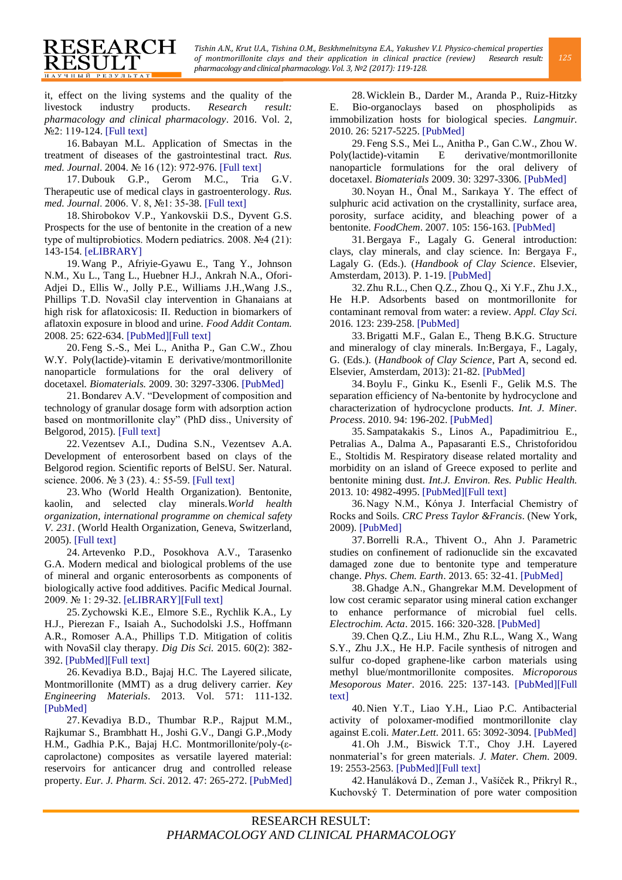it, effect on the living systems and the quality of the livestock industry products. *Research result: pharmacology and clinical pharmacology*. 2016. Vol. 2, №2: 119-124. [Full text]

16. Babayan M.L. Application of Smectas in the treatment of diseases of the gastrointestinal tract. *Rus. med. Journal*. 2004. № 16 (12): 972-976. [Full text]

17. Dubouk G.P., Gerom M.C., Tria G.V. Therapeutic use of medical clays in gastroenterology. *Rus. med. Journal*. 2006. V. 8, №1: 35-38. [Full text]

18. Shirobokov V.P., Yankovskii D.S., Dyvent G.S. Prospects for the use of bentonite in the creation of a new type of multiprobiotics. Modern pediatrics. 2008. №4 (21): 143-154. [eLIBRARY]

19. Wang P., Afriyie-Gyawu E., Tang Y., Johnson N.M., Xu L., Tang L., Huebner H.J., Ankrah N.A., Ofori-Adjei D., Ellis W., Jolly P.E., Williams J.H.,Wang J.S., Phillips T.D. NovaSil clay intervention in Ghanaians at high risk for aflatoxicosis: II. Reduction in biomarkers of aflatoxin exposure in blood and urine. *Food Addit Contam.* 2008. 25: 622-634. [PubMed][Full text]

20. Feng S.-S., Mei L., Anitha P., Gan C.W., Zhou W.Y. Poly(lactide)-vitamin E derivative/montmorillonite nanoparticle formulations for the oral delivery of docetaxel. *Biomaterials.* 2009. 30: 3297-3306. [PubMed]

21. Bondarev A.V. "Development of composition and technology of granular dosage form with adsorption action based on montmorillonite clay" (PhD diss., University of Belgorod, 2015). [Full text]

22. Vezentsev A.I., Dudina S.N., Vezentsev A.A. Development of enterosorbent based on clays of the Belgorod region. Scientific reports of BelSU. Ser. Natural. science. 2006. № 3 (23). 4.: 55-59. [Full text]

23. Who (World Health Organization). Bentonite, kaolin, and selected clay minerals.*World health organization, international programme on chemical safety V. 231*. (World Health Organization, Geneva, Switzerland, 2005). [Full text]

24. Artevenko P.D., Posokhova A.V., Tarasenko G.A. Modern medical and biological problems of the use of mineral and organic enterosorbents as components of biologically active food additives. Pacific Medical Journal. 2009. № 1: 29-32. [eLIBRARY][Full text]

25. Zychowski K.E., Elmore S.E., Rychlik K.A., Ly H.J., Pierezan F., Isaiah A., Suchodolski J.S., Hoffmann A.R., Romoser A.A., Phillips T.D. Mitigation of colitis with NovaSil clay therapy. *Dig Dis Sci.* 2015. 60(2): 382-392. [PubMed][Full text]

26. Kevadiya B.D., Bajaj H.C. The Layered silicate, Montmorillonite (MMT) as a drug delivery carrier. *Key Engineering Materials*. 2013. Vol. 571: 111-132. [PubMed]

27. Kevadiya B.D., Thumbar R.P., Rajput M.M., Rajkumar S., Brambhatt H., Joshi G.V., Dangi G.P.,Mody H.M., Gadhia P.K., Bajaj H.C. Montmorillonite/poly-(ε-caprolactone) composites as versatile layered material: reservoirs for anticancer drug and controlled release property. *Eur. J. Pharm. Sci*. 2012. 47: 265-272. [PubMed]

28. Wicklein B., Darder M., Aranda P., Ruiz-Hitzky E. Bio-organoclays based on phospholipids as immobilization hosts for biological species. *Langmuir.* 2010. 26: 5217-5225. [PubMed]

29. Feng S.S., Mei L., Anitha P., Gan C.W., Zhou W. Poly(lactide)-vitamin E derivative/montmorillonite nanoparticle formulations for the oral delivery of docetaxel. *Biomaterials* 2009. 30: 3297-3306. [PubMed]

30. Noyan H., Önal M., Sarıkaya Y. The effect of sulphuric acid activation on the crystallinity, surface area, porosity, surface acidity, and bleaching power of a bentonite. *FoodChem*. 2007. 105: 156-163. [PubMed]

31. Bergaya F., Lagaly G. General introduction: clays, clay minerals, and clay science. In: Bergaya F., Lagaly G. (Eds.). (*Handbook of Clay Science*. Elsevier, Amsterdam, 2013). P. 1-19. [PubMed]

32. Zhu R.L., Chen Q.Z., Zhou Q., Xi Y.F., Zhu J.X., He H.P. Adsorbents based on montmorillonite for contaminant removal from water: a review. *Appl. Clay Sci.* 2016. 123: 239-258. [PubMed]

33. Brigatti M.F., Galan E., Theng B.K.G. Structure and mineralogy of clay minerals. In:Bergaya, F., Lagaly, G. (Eds.). (*Handbook of Clay Science*, Part A, second ed. Elsevier, Amsterdam, 2013): 21-82. [PubMed]

34. Boylu F., Ginku K., Esenli F., Gelik M.S. The separation efficiency of Na-bentonite by hydrocyclone and characterization of hydrocyclone products. *Int. J. Miner. Process*. 2010. 94: 196-202. [PubMed]

35. Sampatakakis S., Linos A., Papadimitriou E., Petralias A., Dalma A., Papasaranti E.S., Christoforidou E., Stoltidis M. Respiratory disease related mortality and morbidity on an island of Greece exposed to perlite and bentonite mining dust. *Int.J. Environ. Res. Public Health.* 2013. 10: 4982-4995. [PubMed][Full text]

36. Nagy N.M., Kónya J. Interfacial Chemistry of Rocks and Soils. *CRC Press Taylor &Francis*. (New York, 2009). [PubMed]

37. Borrelli R.A., Thivent O., Ahn J. Parametric studies on confinement of radionuclide sin the excavated damaged zone due to bentonite type and temperature change. *Phys. Chem. Earth*. 2013. 65: 32-41. [PubMed]

38. Ghadge A.N., Ghangrekar M.M. Development of low cost ceramic separator using mineral cation exchanger to enhance performance of microbial fuel cells. *Electrochim. Acta*. 2015. 166: 320-328. [PubMed]

39. Chen Q.Z., Liu H.M., Zhu R.L., Wang X., Wang S.Y., Zhu J.X., He H.P. Facile synthesis of nitrogen and sulfur co-doped graphene-like carbon materials using methyl blue/montmorillonite composites. *Microporous Mesoporous Mater*. 2016. 225: 137-143. [PubMed][Full text]

40. Nien Y.T., Liao Y.H., Liao P.C. Antibacterial activity of poloxamer-modified montmorillonite clay against E.coli. *Mater.Lett*. 2011. 65: 3092-3094. [PubMed]

41. Oh J.M., Biswick T.T., Choy J.H. Layered nonmaterial's for green materials. *J. Mater. Chem*. 2009. 19: 2553-2563. [PubMed][Full text]

42. Hanuláková D., Zeman J., Vašíček R., Přikryl R., Kuchovský T. Determination of pore water composition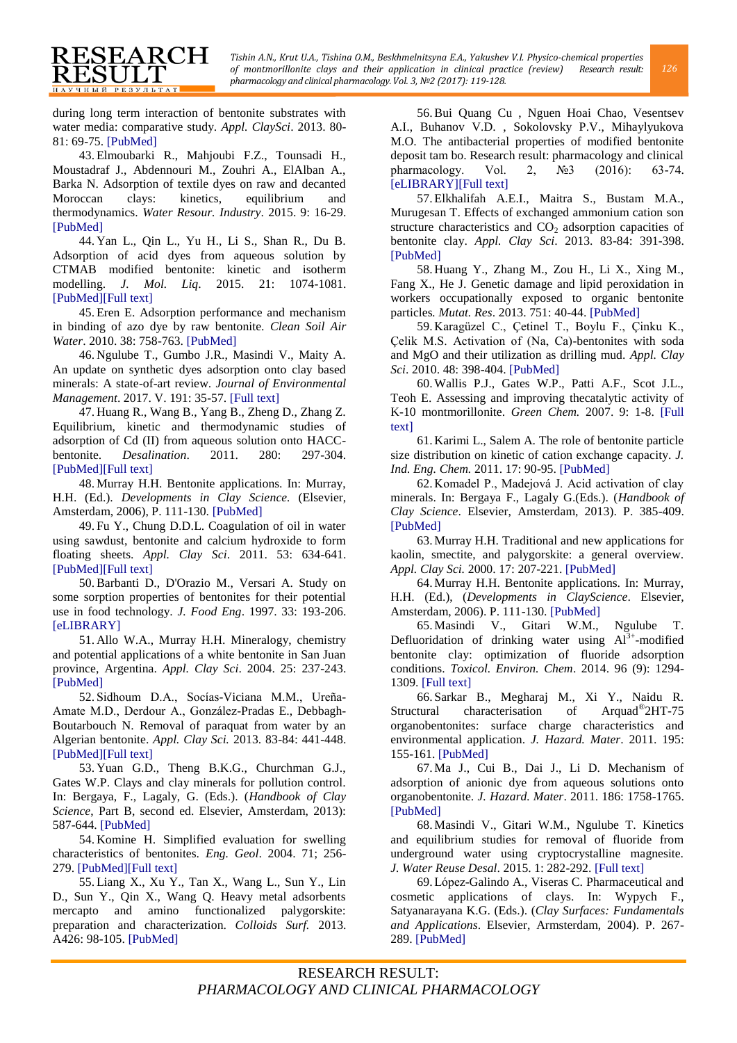during long term interaction of bentonite substrates with water media: comparative study. *Appl. ClaySci*. 2013. 80-81: 69-75. [PubMed]

43. Elmoubarki R., Mahjoubi F.Z., Tounsadi H., Moustadraf J., Abdennouri M., Zouhri A., ElAlban A., Barka N. Adsorption of textile dyes on raw and decanted Moroccan clays: kinetics, equilibrium and thermodynamics. *Water Resour. Industry*. 2015. 9: 16-29. [PubMed]

44. Yan L., Qin L., Yu H., Li S., Shan R., Du B. Adsorption of acid dyes from aqueous solution by CTMAB modified bentonite: kinetic and isotherm modelling. *J. Mol. Liq*. 2015. 21: 1074-1081. [PubMed][Full text]

45. Eren E. Adsorption performance and mechanism in binding of azo dye by raw bentonite. *Clean Soil Air Water*. 2010. 38: 758-763. [PubMed]

46. Ngulube T., Gumbo J.R., Masindi V., Maity A. An update on synthetic dyes adsorption onto clay based minerals: A state-of-art review. *Journal of Environmental Management*. 2017. V. 191: 35-57. [Full text]

47. Huang R., Wang B., Yang B., Zheng D., Zhang Z. Equilibrium, kinetic and thermodynamic studies of adsorption of Cd (II) from aqueous solution onto HACC-bentonite. *Desalination*. 2011. 280: 297-304. [PubMed][Full text]

48. Murray H.H. Bentonite applications. In: Murray, H.H. (Ed.). *Developments in Clay Science.* (Elsevier, Amsterdam, 2006), P. 111-130. [PubMed]

49. Fu Y., Chung D.D.L. Coagulation of oil in water using sawdust, bentonite and calcium hydroxide to form floating sheets. *Appl. Clay Sci*. 2011. 53: 634-641. [PubMed][Full text]

50. Barbanti D., D'Orazio M., Versari A. Study on some sorption properties of bentonites for their potential use in food technology. *J. Food Eng*. 1997. 33: 193-206. [eLIBRARY]

51. Allo W.A., Murray H.H. Mineralogy, chemistry and potential applications of a white bentonite in San Juan province, Argentina. *Appl. Clay Sci*. 2004. 25: 237-243. [PubMed]

52. Sidhoum D.A., Socías-Viciana M.M., Ureña-Amate M.D., Derdour A., González-Pradas E., Debbagh-Boutarbouch N. Removal of paraquat from water by an Algerian bentonite. *Appl. Clay Sci.* 2013. 83-84: 441-448. [PubMed][Full text]

53. Yuan G.D., Theng B.K.G., Churchman G.J., Gates W.P. Clays and clay minerals for pollution control. In: Bergaya, F., Lagaly, G. (Eds.). (*Handbook of Clay Science*, Part B, second ed. Elsevier, Amsterdam, 2013): 587-644. [PubMed]

54. Komine H. Simplified evaluation for swelling characteristics of bentonites. *Eng. Geol*. 2004. 71; 256-279. [PubMed][Full text]

55. Liang X., Xu Y., Tan X., Wang L., Sun Y., Lin D., Sun Y., Qin X., Wang Q. Heavy metal adsorbents mercapto and amino functionalized palygorskite: preparation and characterization. *Colloids Surf.* 2013. A426: 98-105. [PubMed]

56. Bui Quang Cu , Nguen Hoai Chao, Vesentsev A.I., Buhanov V.D. , Sokolovsky P.V., Mihaylyukova M.O. The antibacterial properties of modified bentonite deposit tam bo. Research result: pharmacology and clinical pharmacology. Vol. 2, №3 (2016): 63-74. [eLIBRARY][Full text]

57. Elkhalifah A.E.I., Maitra S., Bustam M.A., Murugesan T. Effects of exchanged ammonium cation son structure characteristics and $CO_2$ adsorption capacities of bentonite clay. *Appl. Clay Sci*. 2013. 83-84: 391-398. [PubMed]

58. Huang Y., Zhang M., Zou H., Li X., Xing M., Fang X., He J. Genetic damage and lipid peroxidation in workers occupationally exposed to organic bentonite particles. *Mutat. Res*. 2013. 751: 40-44. [PubMed]

59. Karagüzel C., Çetinel T., Boylu F., Çinku K., Çelik M.S. Activation of (Na, Ca)-bentonites with soda and MgO and their utilization as drilling mud. *Appl. Clay Sci*. 2010. 48: 398-404. [PubMed]

60. Wallis P.J., Gates W.P., Patti A.F., Scot J.L., Teoh E. Assessing and improving thecatalytic activity of K-10 montmorillonite. *Green Chem.* 2007. 9: 1-8. [Full text]

61. Karimi L., Salem A. The role of bentonite particle size distribution on kinetic of cation exchange capacity. *J. Ind. Eng. Chem.* 2011. 17: 90-95. [PubMed]

62. Komadel P., Madejová J. Acid activation of clay minerals. In: Bergaya F., Lagaly G.(Eds.). (*Handbook of Clay Science*. Elsevier, Amsterdam, 2013). P. 385-409. [PubMed]

63. Murray H.H. Traditional and new applications for kaolin, smectite, and palygorskite: a general overview. *Appl. Clay Sci.* 2000. 17: 207-221. [PubMed]

64. Murray H.H. Bentonite applications. In: Murray, H.H. (Ed.), (*Developments in ClayScience*. Elsevier, Amsterdam, 2006). P. 111-130. [PubMed]

65. Masindi V., Gitari W.M., Ngulube T. Defluoridation of drinking water using $Al^{3+}$-modified bentonite clay: optimization of fluoride adsorption conditions. *Toxicol. Environ. Chem*. 2014. 96 (9): 1294-1309. [Full text]

66. Sarkar B., Megharaj M., Xi Y., Naidu R. Structural characterisation of Arquad®2HT-75 organobentonites: surface charge characteristics and environmental application. *J. Hazard. Mater*. 2011. 195: 155-161. [PubMed]

67. Ma J., Cui B., Dai J., Li D. Mechanism of adsorption of anionic dye from aqueous solutions onto organobentonite. *J. Hazard. Mater*. 2011. 186: 1758-1765. [PubMed]

68. Masindi V., Gitari W.M., Ngulube T. Kinetics and equilibrium studies for removal of fluoride from underground water using cryptocrystalline magnesite. *J. Water Reuse Desal*. 2015. 1: 282-292. [Full text]

69. López-Galindo A., Viseras C. Pharmaceutical and cosmetic applications of clays. In: Wypych F., Satyanarayana K.G. (Eds.). (*Clay Surfaces: Fundamentals and Applications*. Elsevier, Armsterdam, 2004). P. 267-289. [PubMed]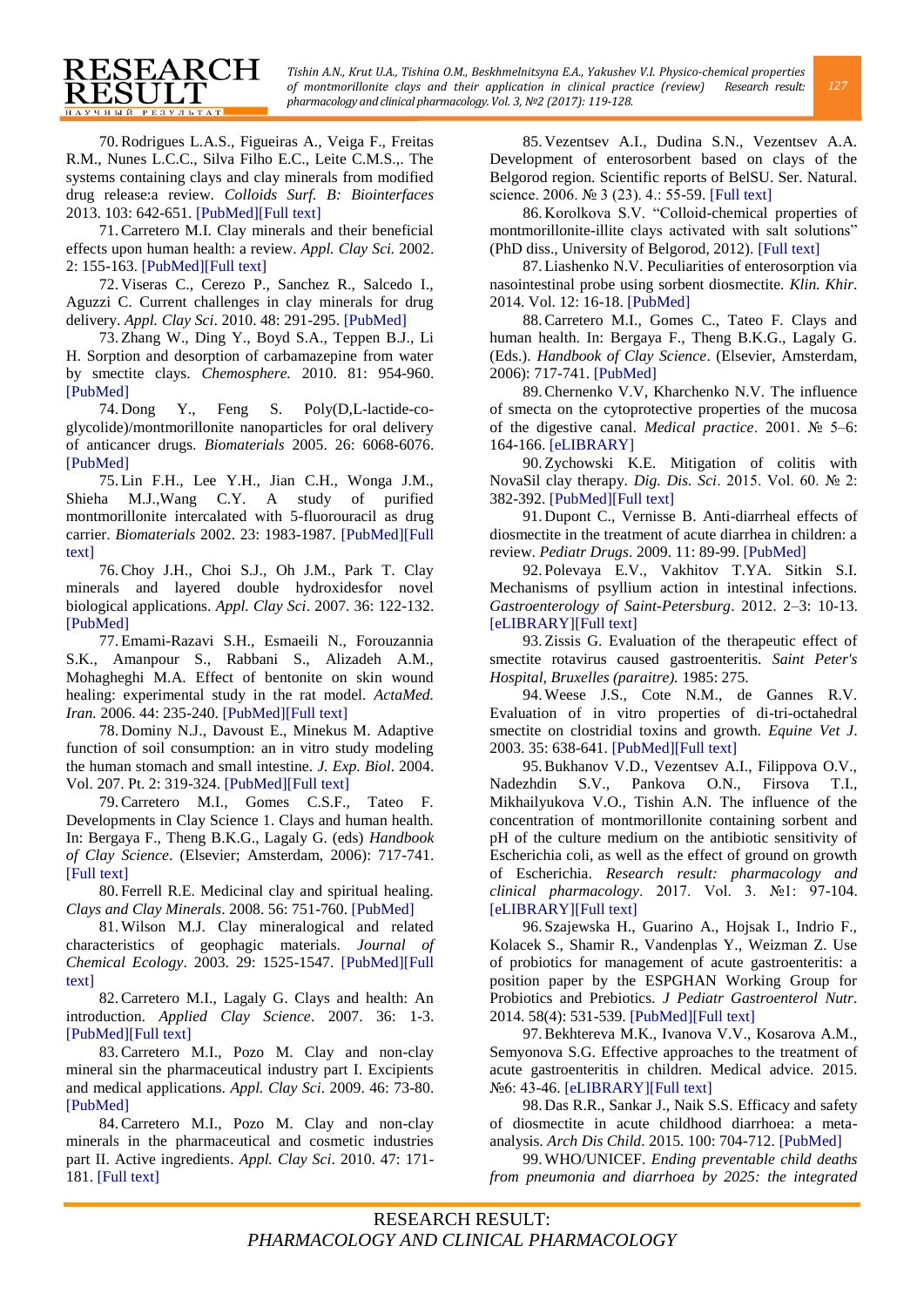70. Rodrigues L.A.S., Figueiras A., Veiga F., Freitas R.M., Nunes L.C.C., Silva Filho E.C., Leite C.M.S.,. The systems containing clays and clay minerals from modified drug release:a review. *Colloids Surf. B: Biointerfaces* 2013. 103: 642-651. [PubMed][Full text]

71. Carretero M.I. Clay minerals and their beneficial effects upon human health: a review. *Appl. Clay Sci.* 2002. 2: 155-163. [PubMed][Full text]

72. Viseras C., Cerezo P., Sanchez R., Salcedo I., Aguzzi C. Current challenges in clay minerals for drug delivery. *Appl. Clay Sci*. 2010. 48: 291-295. [PubMed]

73. Zhang W., Ding Y., Boyd S.A., Teppen B.J., Li H. Sorption and desorption of carbamazepine from water by smectite clays. *Chemosphere.* 2010. 81: 954-960. [PubMed]

74. Dong Y., Feng S. Poly(D,L-lactide-co-glycolide)/montmorillonite nanoparticles for oral delivery of anticancer drugs. *Biomaterials* 2005. 26: 6068-6076. [PubMed]

75. Lin F.H., Lee Y.H., Jian C.H., Wonga J.M., Shieha M.J.,Wang C.Y. A study of purified montmorillonite intercalated with 5-fluorouracil as drug carrier. *Biomaterials* 2002. 23: 1983-1987. [PubMed][Full text]

76. Choy J.H., Choi S.J., Oh J.M., Park T. Clay minerals and layered double hydroxidesfor novel biological applications. *Appl. Clay Sci*. 2007. 36: 122-132. [PubMed]

77. Emami-Razavi S.H., Esmaeili N., Forouzannia S.K., Amanpour S., Rabbani S., Alizadeh A.M., Mohagheghi M.A. Effect of bentonite on skin wound healing: experimental study in the rat model. *ActaMed. Iran.* 2006. 44: 235-240. [PubMed][Full text]

78. Dominy N.J., Davoust E., Minekus M. Adaptive function of soil consumption: an in vitro study modeling the human stomach and small intestine. *J. Exp. Biol*. 2004. Vol. 207. Pt. 2: 319-324. [PubMed][Full text]

79. Carretero M.I., Gomes C.S.F., Tateo F. Developments in Clay Science 1. Clays and human health. In: Bergaya F., Theng B.K.G., Lagaly G. (eds) *Handbook of Clay Science*. (Elsevier; Amsterdam, 2006): 717-741. [Full text]

80. Ferrell R.E. Medicinal clay and spiritual healing. *Clays and Clay Minerals*. 2008. 56: 751-760. [PubMed]

81. Wilson M.J. Clay mineralogical and related characteristics of geophagic materials. *Journal of Chemical Ecology*. 2003. 29: 1525-1547. [PubMed][Full text]

82. Carretero M.I., Lagaly G. Clays and health: An introduction. *Applied Clay Science*. 2007. 36: 1-3. [PubMed][Full text]

83. Carretero M.I., Pozo M. Clay and non-clay mineral sin the pharmaceutical industry part I. Excipients and medical applications. *Appl. Clay Sci*. 2009. 46: 73-80. [PubMed]

84. Carretero M.I., Pozo M. Clay and non-clay minerals in the pharmaceutical and cosmetic industries part II. Active ingredients. *Appl. Clay Sci*. 2010. 47: 171-181. [Full text]

85. Vezentsev A.I., Dudina S.N., Vezentsev A.A. Development of enterosorbent based on clays of the Belgorod region. Scientific reports of BelSU. Ser. Natural. science. 2006. № 3 (23). 4.: 55-59. [Full text]

86. Korolkova S.V. "Colloid-chemical properties of montmorillonite-illite clays activated with salt solutions" (PhD diss., University of Belgorod, 2012). [Full text]

87. Liashenko N.V. Peculiarities of enterosorption via nasointestinal probe using sorbent diosmectite. *Klin. Khir.* 2014. Vol. 12: 16-18. [PubMed]

88. Carretero M.I., Gomes C., Tateo F. Clays and human health. In: Bergaya F., Theng B.K.G., Lagaly G. (Eds.). *Handbook of Clay Science*. (Elsevier, Amsterdam, 2006): 717-741. [PubMed]

89. Chernenko V.V, Kharchenko N.V. The influence of smecta on the cytoprotective properties of the mucosa of the digestive canal. *Medical practice*. 2001. № 5–6: 164-166. [eLIBRARY]

90. Zychowski K.E. Mitigation of colitis with NovaSil clay therapy. *Dig. Dis. Sci*. 2015. Vol. 60. № 2: 382-392. [PubMed][Full text]

91. Dupont C., Vernisse B. Anti-diarrheal effects of diosmectite in the treatment of acute diarrhea in children: a review. *Pediatr Drugs*. 2009. 11: 89-99. [PubMed]

92. Polevaya E.V., Vakhitov T.YA. Sitkin S.I. Mechanisms of psyllium action in intestinal infections. *Gastroenterology of Saint-Petersburg*. 2012. 2–3: 10-13. [eLIBRARY][Full text]

93. Zissis G. Evaluation of the therapeutic effect of smectite rotavirus caused gastroenteritis. *Saint Peter's Hospital, Bruxelles (paraitre).* 1985: 275.

94. Weese J.S., Cote N.M., de Gannes R.V. Evaluation of in vitro properties of di-tri-octahedral smectite on clostridial toxins and growth. *Equine Vet J*. 2003. 35: 638-641. [PubMed][Full text]

95. Bukhanov V.D., Vezentsev A.I., Filippova O.V., Nadezhdin S.V., Pankova O.N., Firsova T.I., Mikhailyukova V.O., Tishin A.N. The influence of the concentration of montmorillonite containing sorbent and pH of the culture medium on the antibiotic sensitivity of Escherichia coli, as well as the effect of ground on growth of Escherichia. *Research result: pharmacology and clinical pharmacology*. 2017. Vol. 3. №1: 97-104. [eLIBRARY][Full text]

96. Szajewska H., Guarino A., Hojsak I., Indrio F., Kolacek S., Shamir R., Vandenplas Y., Weizman Z. Use of probiotics for management of acute gastroenteritis: a position paper by the ESPGHAN Working Group for Probiotics and Prebiotics. *J Pediatr Gastroenterol Nutr*. 2014. 58(4): 531-539. [PubMed][Full text]

97. Bekhtereva M.K., Ivanova V.V., Kosarova A.M., Semyonova S.G. Effective approaches to the treatment of acute gastroenteritis in children. Medical advice. 2015. №6: 43-46. [eLIBRARY][Full text]

98. Das R.R., Sankar J., Naik S.S. Efficacy and safety of diosmectite in acute childhood diarrhoea: a meta-analysis. *Arch Dis Child*. 2015. 100: 704-712. [PubMed]

99. WHO/UNICEF. *Ending preventable child deaths from pneumonia and diarrhoea by 2025: the integrated*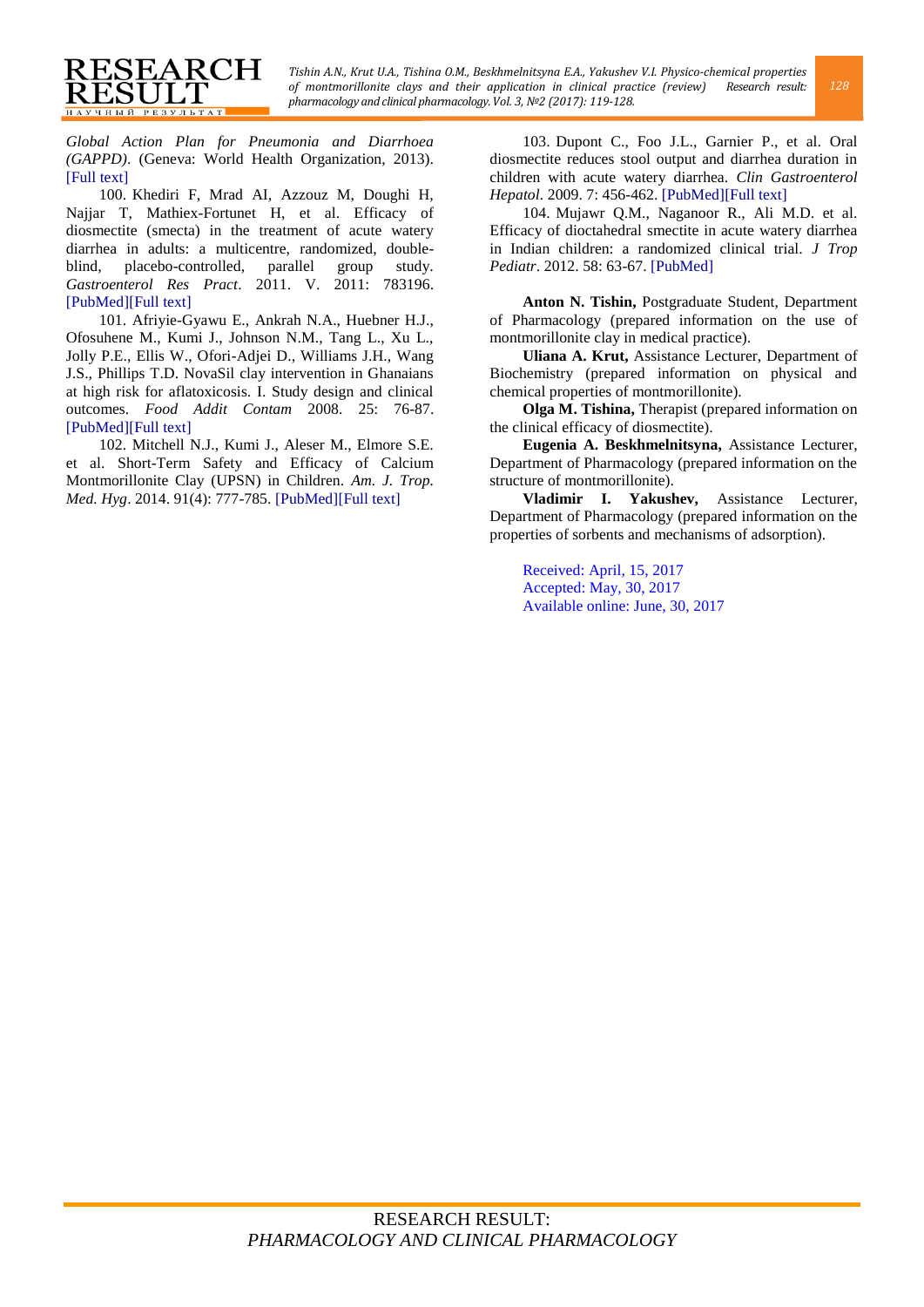*Global Action Plan for Pneumonia and Diarrhoea (GAPPD)*. (Geneva: World Health Organization, 2013). [Full text]

100. Khediri F, Mrad AI, Azzouz M, Doughi H, Najjar T, Mathiex-Fortunet H, et al. Efficacy of diosmectite (smecta) in the treatment of acute watery diarrhea in adults: a multicentre, randomized, double-blind, placebo-controlled, parallel group study. *Gastroenterol Res Pract*. 2011. V. 2011: 783196. [PubMed][Full text]

101. Afriyie-Gyawu E., Ankrah N.A., Huebner H.J., Ofosuhene M., Kumi J., Johnson N.M., Tang L., Xu L., Jolly P.E., Ellis W., Ofori-Adjei D., Williams J.H., Wang J.S., Phillips T.D. NovaSil clay intervention in Ghanaians at high risk for aflatoxicosis. I. Study design and clinical outcomes. *Food Addit Contam* 2008. 25: 76-87. [PubMed][Full text]

102. Mitchell N.J., Kumi J., Aleser M., Elmore S.E. et al. Short-Term Safety and Efficacy of Calcium Montmorillonite Clay (UPSN) in Children. *Am. J. Trop. Med. Hyg*. 2014. 91(4): 777-785. [PubMed][Full text]

103. Dupont C., Foo J.L., Garnier P., et al. Oral diosmectite reduces stool output and diarrhea duration in children with acute watery diarrhea. *Clin Gastroenterol Hepatol*. 2009. 7: 456-462. [PubMed][Full text]

104. Mujawr Q.M., Naganoor R., Ali M.D. et al. Efficacy of dioctahedral smectite in acute watery diarrhea in Indian children: a randomized clinical trial. *J Trop Pediatr*. 2012. 58: 63-67. [PubMed]

**Anton N. Tishin,** Postgraduate Student, Department of Pharmacology (prepared information on the use of montmorillonite clay in medical practice).

**Uliana A. Krut,** Assistance Lecturer, Department of Biochemistry (prepared information on physical and chemical properties of montmorillonite).

**Olga M. Tishina,** Therapist (prepared information on the clinical efficacy of diosmectite).

**Eugenia A. Beskhmelnitsyna,** Assistance Lecturer, Department of Pharmacology (prepared information on the structure of montmorillonite).

**Vladimir I. Yakushev,** Assistance Lecturer, Department of Pharmacology (prepared information on the properties of sorbents and mechanisms of adsorption).

Received: April, 15, 2017
Accepted: May, 30, 2017
Available online: June, 30, 2017